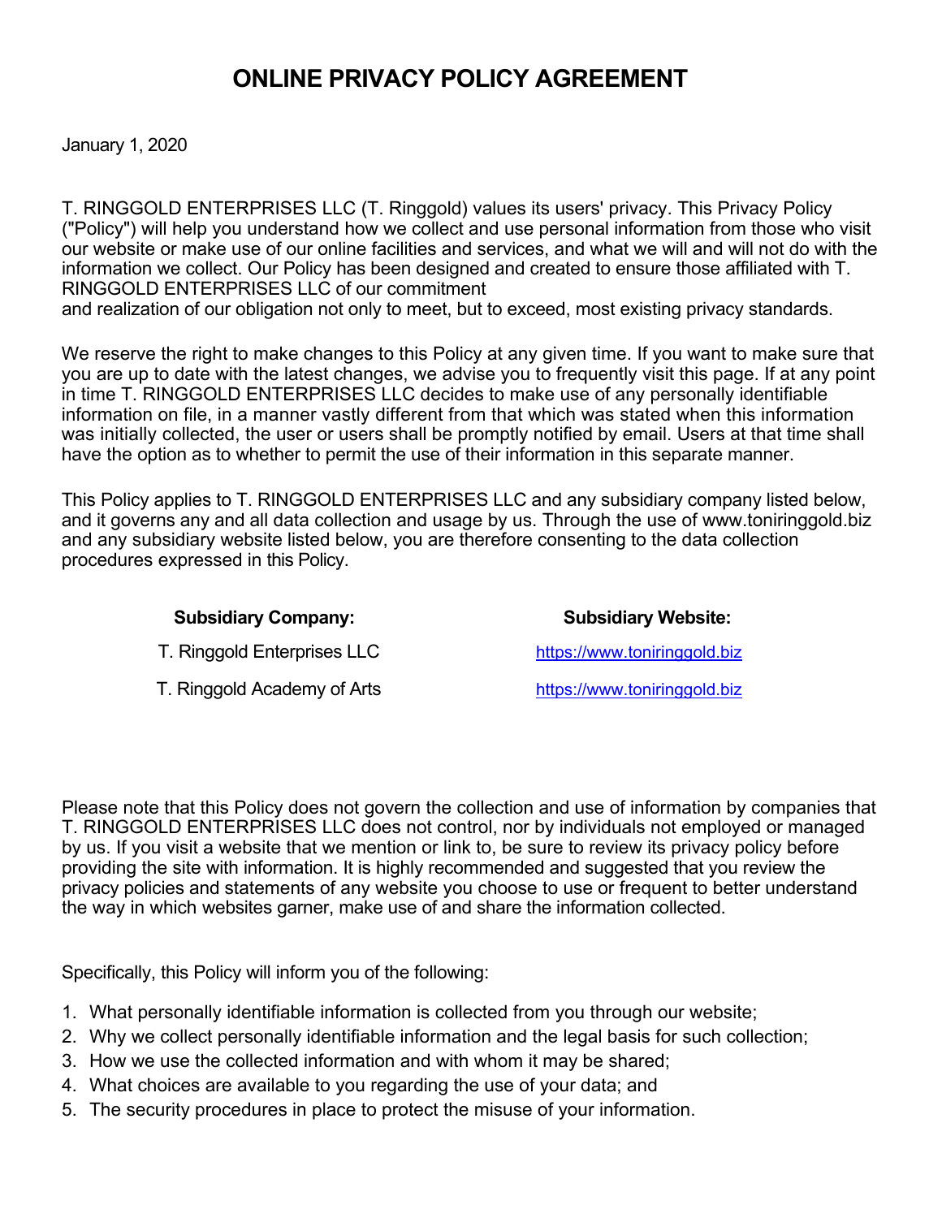# ONLINE PRIVACY POLICY AGREEMENT

January 1, 2020

T. RINGGOLD ENTERPRISES LLC (T. Ringgold) values its users' privacy. This Privacy Policy ("Policy") will help you understand how we collect and use personal information from those who visit our website or make use of our online facilities and services, and what we will and will not do with the information we collect. Our Policy has been designed and created to ensure those affiliated with T. RINGGOLD ENTERPRISES LLC of our commitment and realization of our obligation not only to meet, but to exceed, most existing privacy standards.

We reserve the right to make changes to this Policy at any given time. If you want to make sure that you are up to date with the latest changes, we advise you to frequently visit this page. If at any point in time T. RINGGOLD ENTERPRISES LLC decides to make use of any personally identifiable information on file, in a manner vastly different from that which was stated when this information was initially collected, the user or users shall be promptly notified by email. Users at that time shall have the option as to whether to permit the use of their information in this separate manner.

This Policy applies to T. RINGGOLD ENTERPRISES LLC and any subsidiary company listed below, and it governs any and all data collection and usage by us. Through the use of www.toniringgold.biz and any subsidiary website listed below, you are therefore consenting to the data collection procedures expressed in this Policy.

| Subsidiary Company: | Subsidiary Website: |
| --- | --- |
| T. Ringgold Enterprises LLC | https://www.toniringgold.biz |
| T. Ringgold Academy of Arts | https://www.toniringgold.biz |

Please note that this Policy does not govern the collection and use of information by companies that T. RINGGOLD ENTERPRISES LLC does not control, nor by individuals not employed or managed by us. If you visit a website that we mention or link to, be sure to review its privacy policy before providing the site with information. It is highly recommended and suggested that you review the privacy policies and statements of any website you choose to use or frequent to better understand the way in which websites garner, make use of and share the information collected.

Specifically, this Policy will inform you of the following:

1. What personally identifiable information is collected from you through our website;
2. Why we collect personally identifiable information and the legal basis for such collection;
3. How we use the collected information and with whom it may be shared;
4. What choices are available to you regarding the use of your data; and
5. The security procedures in place to protect the misuse of your information.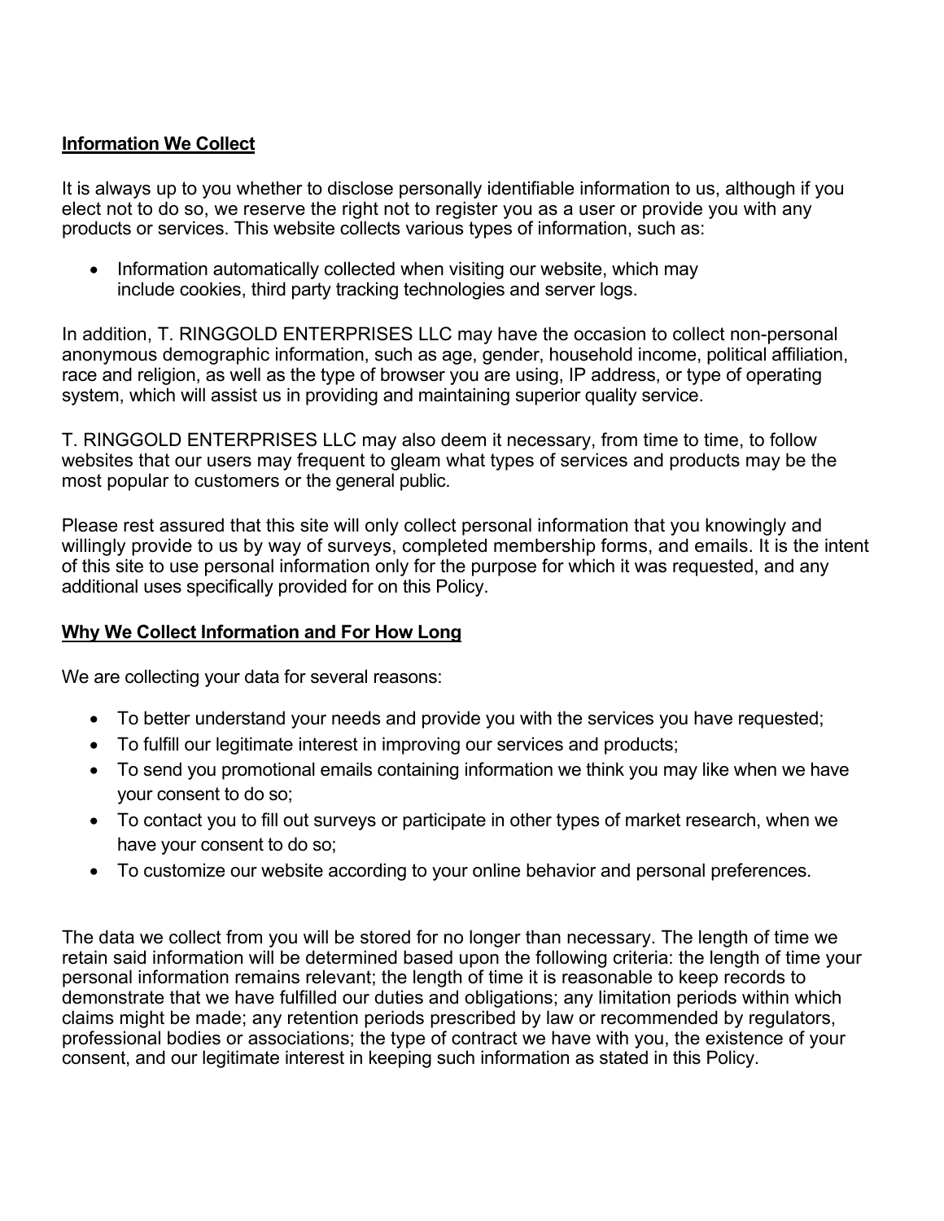**Information We Collect**

It is always up to you whether to disclose personally identifiable information to us, although if you elect not to do so, we reserve the right not to register you as a user or provide you with any products or services. This website collects various types of information, such as:

- Information automatically collected when visiting our website, which may include cookies, third party tracking technologies and server logs.

In addition, T. RINGGOLD ENTERPRISES LLC may have the occasion to collect non-personal anonymous demographic information, such as age, gender, household income, political affiliation, race and religion, as well as the type of browser you are using, IP address, or type of operating system, which will assist us in providing and maintaining superior quality service.

T. RINGGOLD ENTERPRISES LLC may also deem it necessary, from time to time, to follow websites that our users may frequent to gleam what types of services and products may be the most popular to customers or the general public.

Please rest assured that this site will only collect personal information that you knowingly and willingly provide to us by way of surveys, completed membership forms, and emails. It is the intent of this site to use personal information only for the purpose for which it was requested, and any additional uses specifically provided for on this Policy.

**Why We Collect Information and For How Long**

We are collecting your data for several reasons:

- To better understand your needs and provide you with the services you have requested;
- To fulfill our legitimate interest in improving our services and products;
- To send you promotional emails containing information we think you may like when we have your consent to do so;
- To contact you to fill out surveys or participate in other types of market research, when we have your consent to do so;
- To customize our website according to your online behavior and personal preferences.

The data we collect from you will be stored for no longer than necessary. The length of time we retain said information will be determined based upon the following criteria: the length of time your personal information remains relevant; the length of time it is reasonable to keep records to demonstrate that we have fulfilled our duties and obligations; any limitation periods within which claims might be made; any retention periods prescribed by law or recommended by regulators, professional bodies or associations; the type of contract we have with you, the existence of your consent, and our legitimate interest in keeping such information as stated in this Policy.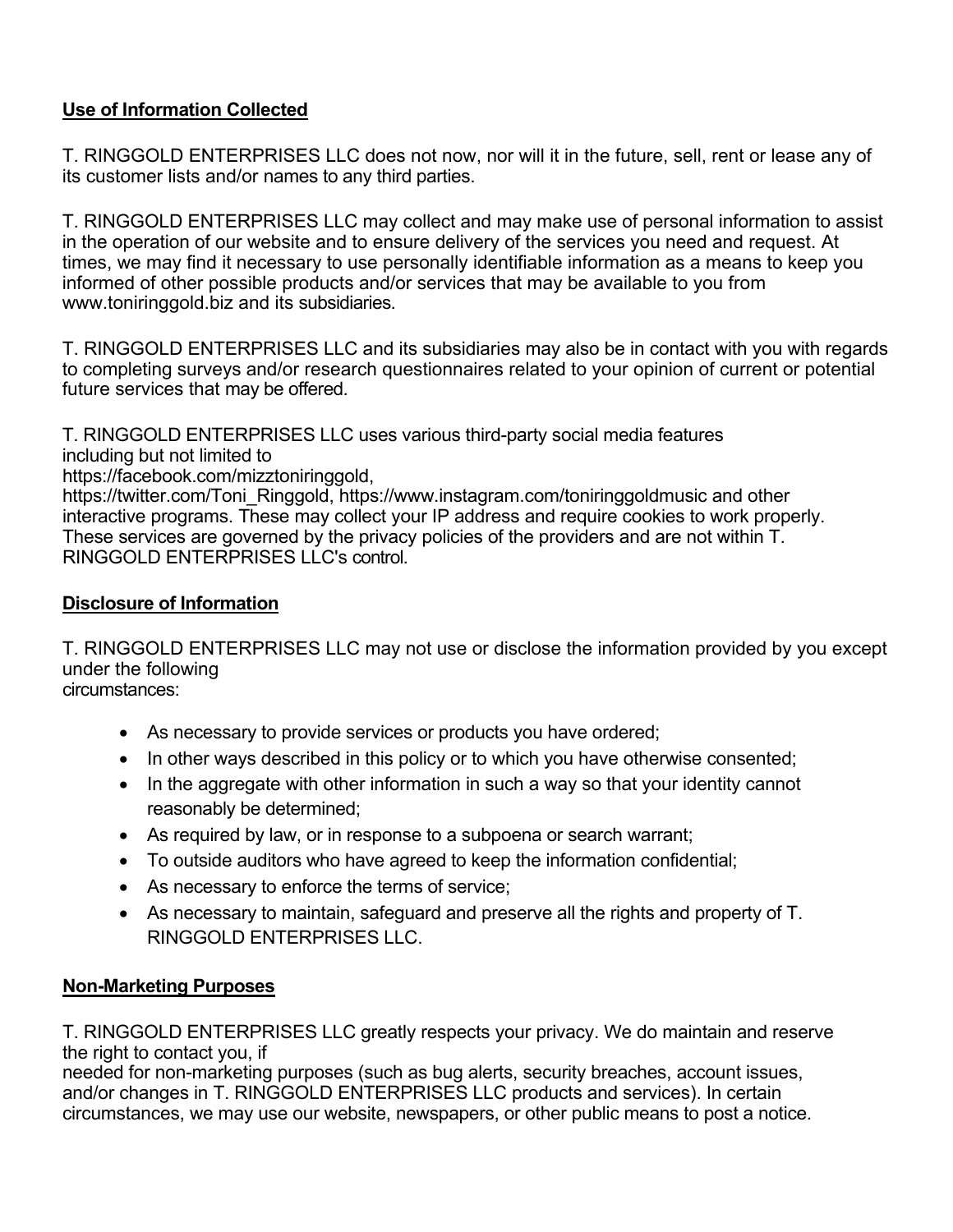## Use of Information Collected

T. RINGGOLD ENTERPRISES LLC does not now, nor will it in the future, sell, rent or lease any of its customer lists and/or names to any third parties.

T. RINGGOLD ENTERPRISES LLC may collect and may make use of personal information to assist in the operation of our website and to ensure delivery of the services you need and request. At times, we may find it necessary to use personally identifiable information as a means to keep you informed of other possible products and/or services that may be available to you from www.toniringgold.biz and its subsidiaries.

T. RINGGOLD ENTERPRISES LLC and its subsidiaries may also be in contact with you with regards to completing surveys and/or research questionnaires related to your opinion of current or potential future services that may be offered.

T. RINGGOLD ENTERPRISES LLC uses various third-party social media features including but not limited to https://facebook.com/mizztoniringgold, https://twitter.com/Toni_Ringgold, https://www.instagram.com/toniringgoldmusic and other interactive programs. These may collect your IP address and require cookies to work properly. These services are governed by the privacy policies of the providers and are not within T. RINGGOLD ENTERPRISES LLC's control.

## Disclosure of Information

T. RINGGOLD ENTERPRISES LLC may not use or disclose the information provided by you except under the following circumstances:

- As necessary to provide services or products you have ordered;
- In other ways described in this policy or to which you have otherwise consented;
- In the aggregate with other information in such a way so that your identity cannot reasonably be determined;
- As required by law, or in response to a subpoena or search warrant;
- To outside auditors who have agreed to keep the information confidential;
- As necessary to enforce the terms of service;
- As necessary to maintain, safeguard and preserve all the rights and property of T. RINGGOLD ENTERPRISES LLC.

## Non-Marketing Purposes

T. RINGGOLD ENTERPRISES LLC greatly respects your privacy. We do maintain and reserve the right to contact you, if needed for non-marketing purposes (such as bug alerts, security breaches, account issues, and/or changes in T. RINGGOLD ENTERPRISES LLC products and services). In certain circumstances, we may use our website, newspapers, or other public means to post a notice.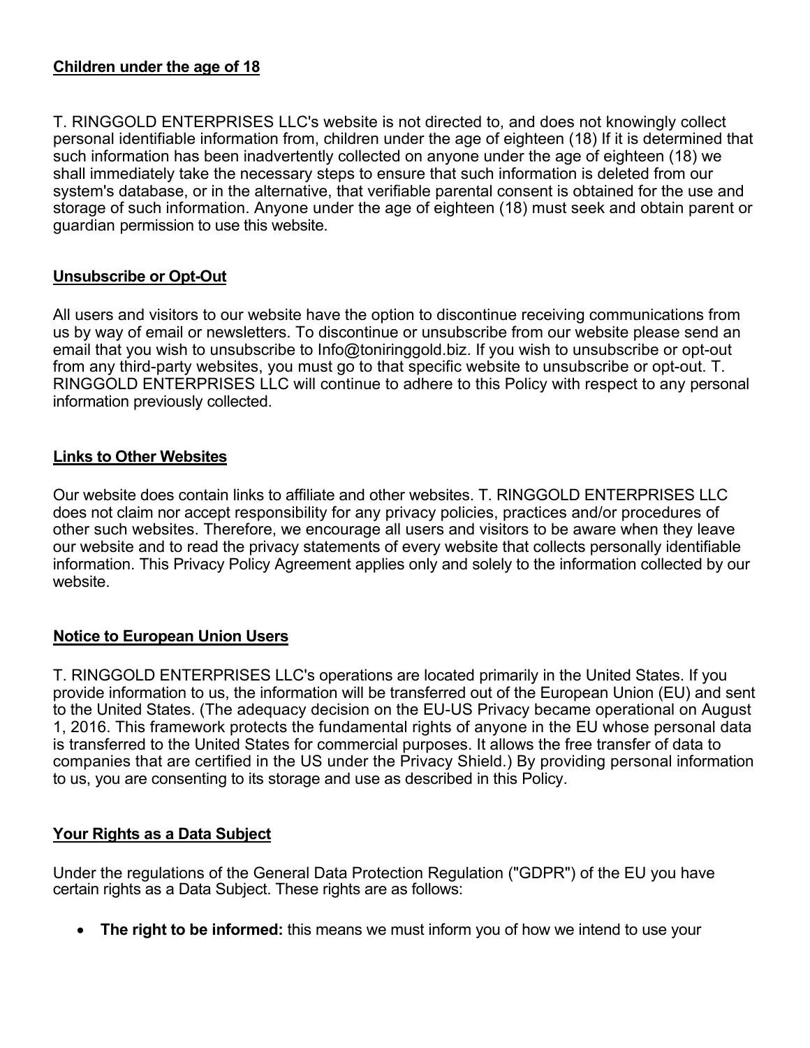**Children under the age of 18**

T. RINGGOLD ENTERPRISES LLC's website is not directed to, and does not knowingly collect personal identifiable information from, children under the age of eighteen (18) If it is determined that such information has been inadvertently collected on anyone under the age of eighteen (18) we shall immediately take the necessary steps to ensure that such information is deleted from our system's database, or in the alternative, that verifiable parental consent is obtained for the use and storage of such information. Anyone under the age of eighteen (18) must seek and obtain parent or guardian permission to use this website.

**Unsubscribe or Opt-Out**

All users and visitors to our website have the option to discontinue receiving communications from us by way of email or newsletters. To discontinue or unsubscribe from our website please send an email that you wish to unsubscribe to Info@toniringgold.biz. If you wish to unsubscribe or opt-out from any third-party websites, you must go to that specific website to unsubscribe or opt-out. T. RINGGOLD ENTERPRISES LLC will continue to adhere to this Policy with respect to any personal information previously collected.

**Links to Other Websites**

Our website does contain links to affiliate and other websites. T. RINGGOLD ENTERPRISES LLC does not claim nor accept responsibility for any privacy policies, practices and/or procedures of other such websites. Therefore, we encourage all users and visitors to be aware when they leave our website and to read the privacy statements of every website that collects personally identifiable information. This Privacy Policy Agreement applies only and solely to the information collected by our website.

**Notice to European Union Users**

T. RINGGOLD ENTERPRISES LLC's operations are located primarily in the United States. If you provide information to us, the information will be transferred out of the European Union (EU) and sent to the United States. (The adequacy decision on the EU-US Privacy became operational on August 1, 2016. This framework protects the fundamental rights of anyone in the EU whose personal data is transferred to the United States for commercial purposes. It allows the free transfer of data to companies that are certified in the US under the Privacy Shield.) By providing personal information to us, you are consenting to its storage and use as described in this Policy.

**Your Rights as a Data Subject**

Under the regulations of the General Data Protection Regulation ("GDPR") of the EU you have certain rights as a Data Subject. These rights are as follows:

- **The right to be informed:** this means we must inform you of how we intend to use your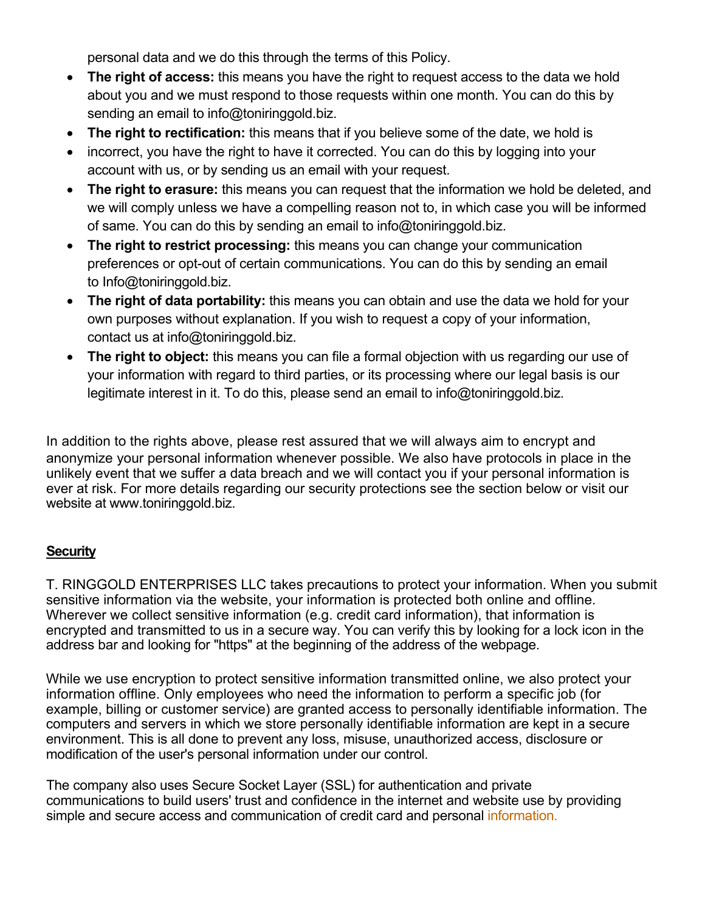personal data and we do this through the terms of this Policy.

- **The right of access:** this means you have the right to request access to the data we hold about you and we must respond to those requests within one month. You can do this by sending an email to info@toniringgold.biz.
- **The right to rectification:** this means that if you believe some of the date, we hold is
- incorrect, you have the right to have it corrected. You can do this by logging into your account with us, or by sending us an email with your request.
- **The right to erasure:** this means you can request that the information we hold be deleted, and we will comply unless we have a compelling reason not to, in which case you will be informed of same. You can do this by sending an email to info@toniringgold.biz.
- **The right to restrict processing:** this means you can change your communication preferences or opt-out of certain communications. You can do this by sending an email to Info@toniringgold.biz.
- **The right of data portability:** this means you can obtain and use the data we hold for your own purposes without explanation. If you wish to request a copy of your information, contact us at info@toniringgold.biz.
- **The right to object:** this means you can file a formal objection with us regarding our use of your information with regard to third parties, or its processing where our legal basis is our legitimate interest in it. To do this, please send an email to info@toniringgold.biz.

In addition to the rights above, please rest assured that we will always aim to encrypt and anonymize your personal information whenever possible. We also have protocols in place in the unlikely event that we suffer a data breach and we will contact you if your personal information is ever at risk. For more details regarding our security protections see the section below or visit our website at www.toniringgold.biz.

## Security

T. RINGGOLD ENTERPRISES LLC takes precautions to protect your information. When you submit sensitive information via the website, your information is protected both online and offline. Wherever we collect sensitive information (e.g. credit card information), that information is encrypted and transmitted to us in a secure way. You can verify this by looking for a lock icon in the address bar and looking for "https" at the beginning of the address of the webpage.

While we use encryption to protect sensitive information transmitted online, we also protect your information offline. Only employees who need the information to perform a specific job (for example, billing or customer service) are granted access to personally identifiable information. The computers and servers in which we store personally identifiable information are kept in a secure environment. This is all done to prevent any loss, misuse, unauthorized access, disclosure or modification of the user's personal information under our control.

The company also uses Secure Socket Layer (SSL) for authentication and private communications to build users' trust and confidence in the internet and website use by providing simple and secure access and communication of credit card and personal information.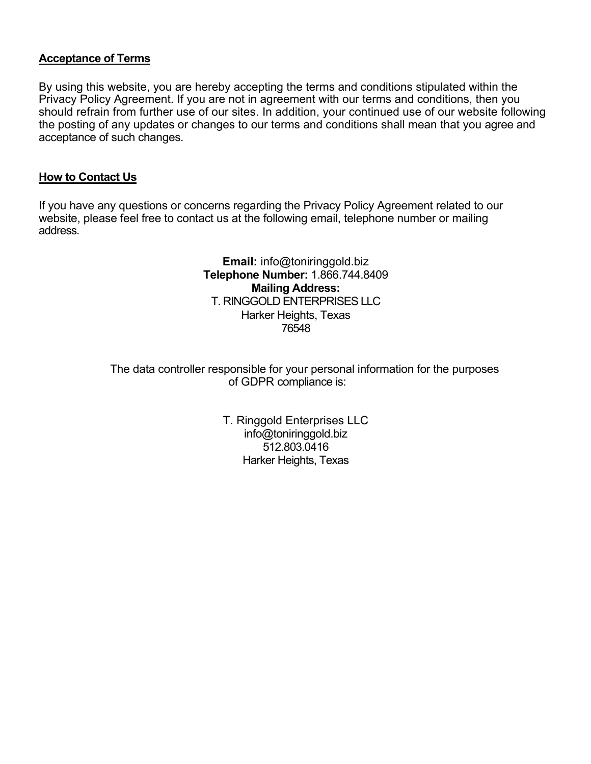**Acceptance of Terms**

By using this website, you are hereby accepting the terms and conditions stipulated within the Privacy Policy Agreement. If you are not in agreement with our terms and conditions, then you should refrain from further use of our sites. In addition, your continued use of our website following the posting of any updates or changes to our terms and conditions shall mean that you agree and acceptance of such changes.

**How to Contact Us**

If you have any questions or concerns regarding the Privacy Policy Agreement related to our website, please feel free to contact us at the following email, telephone number or mailing address.

**Email:** info@toniringgold.biz
**Telephone Number:** 1.866.744.8409
**Mailing Address:**
T. RINGGOLD ENTERPRISES LLC
Harker Heights, Texas
76548

The data controller responsible for your personal information for the purposes of GDPR compliance is:

T. Ringgold Enterprises LLC
info@toniringgold.biz
512.803.0416
Harker Heights, Texas